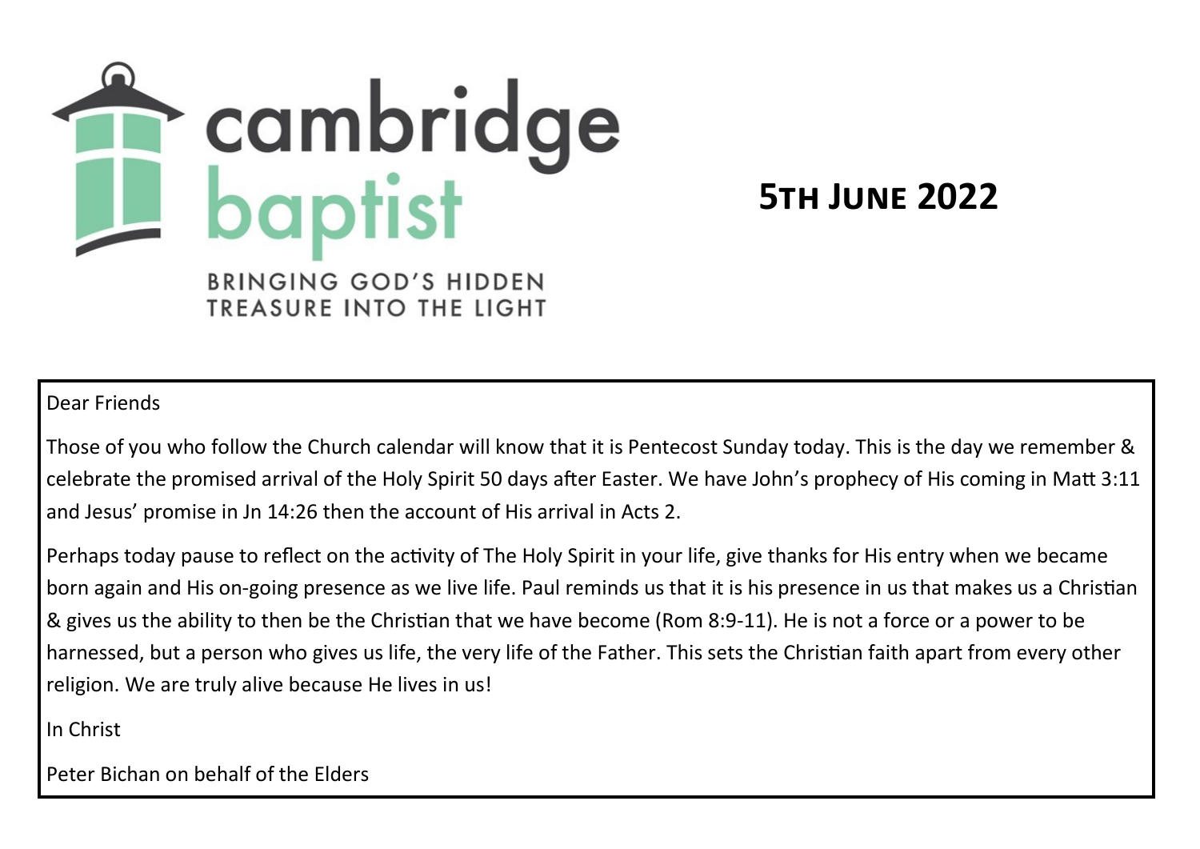cambridge baptist

BRINGING GOD'S HIDDEN TREASURE INTO THE LIGHT

# 5th June 2022

Dear Friends

Those of you who follow the Church calendar will know that it is Pentecost Sunday today. This is the day we remember & celebrate the promised arrival of the Holy Spirit 50 days after Easter. We have John's prophecy of His coming in Matt 3:11 and Jesus' promise in Jn 14:26 then the account of His arrival in Acts 2.

Perhaps today pause to reflect on the activity of The Holy Spirit in your life, give thanks for His entry when we became born again and His on-going presence as we live life. Paul reminds us that it is his presence in us that makes us a Christian & gives us the ability to then be the Christian that we have become (Rom 8:9-11). He is not a force or a power to be harnessed, but a person who gives us life, the very life of the Father. This sets the Christian faith apart from every other religion. We are truly alive because He lives in us!

In Christ

Peter Bichan on behalf of the Elders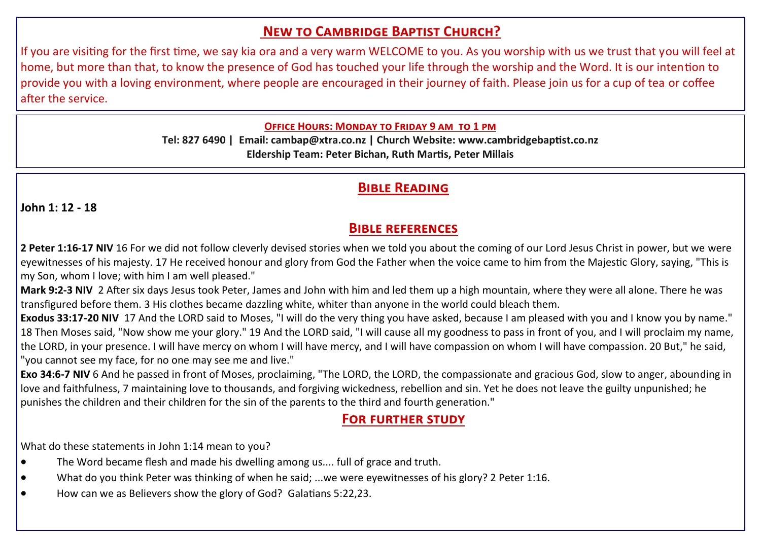## New to Cambridge Baptist Church?

If you are visiting for the first time, we say kia ora and a very warm WELCOME to you. As you worship with us we trust that you will feel at home, but more than that, to know the presence of God has touched your life through the worship and the Word. It is our intention to provide you with a loving environment, where people are encouraged in their journey of faith. Please join us for a cup of tea or coffee after the service.

**Office Hours: Monday to Friday 9 am to 1 pm**

**Tel: 827 6490 | Email: cambap@xtra.co.nz | Church Website: www.cambridgebaptist.co.nz**

**Eldership Team: Peter Bichan, Ruth Martis, Peter Millais**

## Bible Reading

**John 1: 12 - 18**

## Bible references

**2 Peter 1:16-17 NIV** 16 For we did not follow cleverly devised stories when we told you about the coming of our Lord Jesus Christ in power, but we were eyewitnesses of his majesty. 17 He received honour and glory from God the Father when the voice came to him from the Majestic Glory, saying, "This is my Son, whom I love; with him I am well pleased."

**Mark 9:2-3 NIV** 2 After six days Jesus took Peter, James and John with him and led them up a high mountain, where they were all alone. There he was transfigured before them. 3 His clothes became dazzling white, whiter than anyone in the world could bleach them.

**Exodus 33:17-20 NIV** 17 And the LORD said to Moses, "I will do the very thing you have asked, because I am pleased with you and I know you by name." 18 Then Moses said, "Now show me your glory." 19 And the LORD said, "I will cause all my goodness to pass in front of you, and I will proclaim my name, the LORD, in your presence. I will have mercy on whom I will have mercy, and I will have compassion on whom I will have compassion. 20 But," he said, "you cannot see my face, for no one may see me and live."

**Exo 34:6-7 NIV** 6 And he passed in front of Moses, proclaiming, "The LORD, the LORD, the compassionate and gracious God, slow to anger, abounding in love and faithfulness, 7 maintaining love to thousands, and forgiving wickedness, rebellion and sin. Yet he does not leave the guilty unpunished; he punishes the children and their children for the sin of the parents to the third and fourth generation."

## For further study

What do these statements in John 1:14 mean to you?

- The Word became flesh and made his dwelling among us.... full of grace and truth.
- What do you think Peter was thinking of when he said; ...we were eyewitnesses of his glory? 2 Peter 1:16.
- How can we as Believers show the glory of God? Galatians 5:22,23.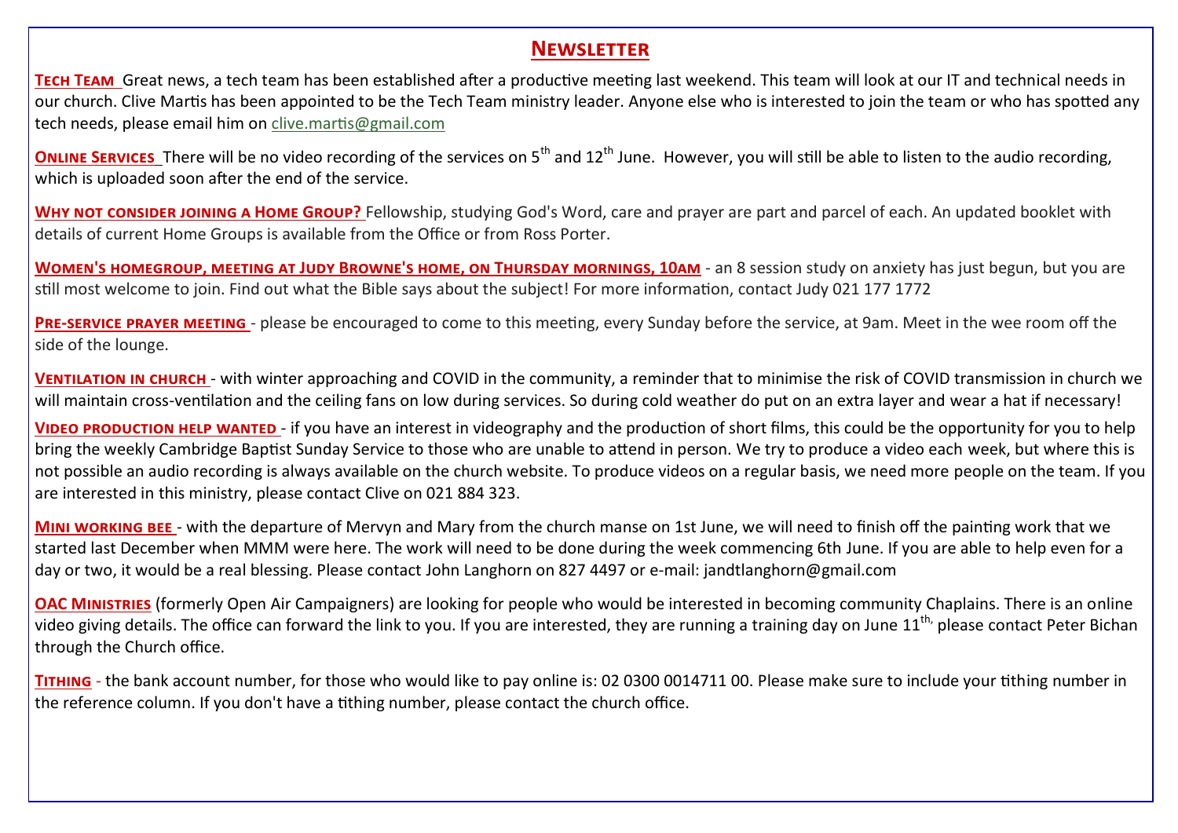# Newsletter

**Tech Team** Great news, a tech team has been established after a productive meeting last weekend. This team will look at our IT and technical needs in our church. Clive Martis has been appointed to be the Tech Team ministry leader. Anyone else who is interested to join the team or who has spotted any tech needs, please email him on clive.martis@gmail.com

**Online Services** There will be no video recording of the services on 5th and 12th June. However, you will still be able to listen to the audio recording, which is uploaded soon after the end of the service.

**Why not consider joining a Home Group?** Fellowship, studying God's Word, care and prayer are part and parcel of each. An updated booklet with details of current Home Groups is available from the Office or from Ross Porter.

**Women's homegroup, meeting at Judy Browne's home, on Thursday mornings, 10am** - an 8 session study on anxiety has just begun, but you are still most welcome to join. Find out what the Bible says about the subject! For more information, contact Judy 021 177 1772

**Pre-service prayer meeting** - please be encouraged to come to this meeting, every Sunday before the service, at 9am. Meet in the wee room off the side of the lounge.

**Ventilation in church** - with winter approaching and COVID in the community, a reminder that to minimise the risk of COVID transmission in church we will maintain cross-ventilation and the ceiling fans on low during services. So during cold weather do put on an extra layer and wear a hat if necessary!

**Video production help wanted** - if you have an interest in videography and the production of short films, this could be the opportunity for you to help bring the weekly Cambridge Baptist Sunday Service to those who are unable to attend in person. We try to produce a video each week, but where this is not possible an audio recording is always available on the church website. To produce videos on a regular basis, we need more people on the team. If you are interested in this ministry, please contact Clive on 021 884 323.

**Mini working bee** - with the departure of Mervyn and Mary from the church manse on 1st June, we will need to finish off the painting work that we started last December when MMM were here. The work will need to be done during the week commencing 6th June. If you are able to help even for a day or two, it would be a real blessing. Please contact John Langhorn on 827 4497 or e-mail: jandtlanghorn@gmail.com

**OAC Ministries** (formerly Open Air Campaigners) are looking for people who would be interested in becoming community Chaplains. There is an online video giving details. The office can forward the link to you. If you are interested, they are running a training day on June 11th, please contact Peter Bichan through the Church office.

**Tithing** - the bank account number, for those who would like to pay online is: 02 0300 0014711 00. Please make sure to include your tithing number in the reference column. If you don't have a tithing number, please contact the church office.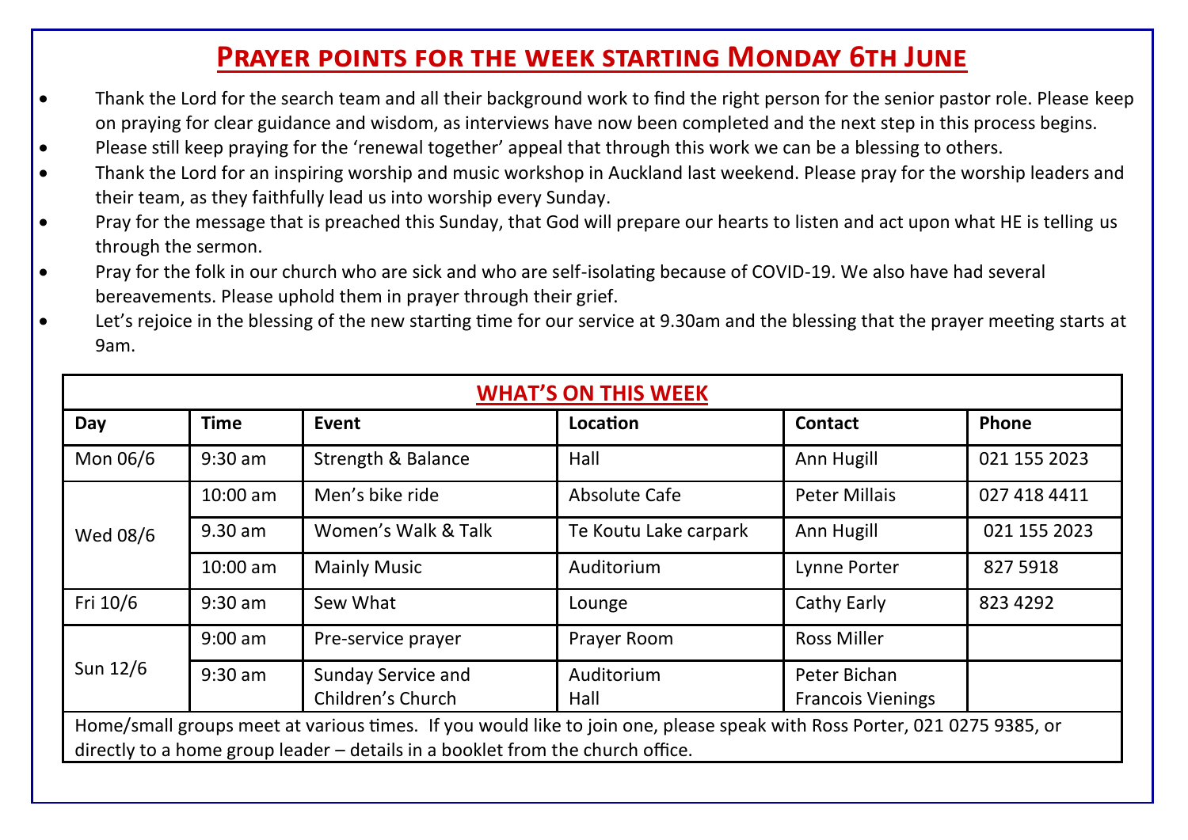# Prayer points for the week starting Monday 6th June

- Thank the Lord for the search team and all their background work to find the right person for the senior pastor role. Please keep on praying for clear guidance and wisdom, as interviews have now been completed and the next step in this process begins.
- Please still keep praying for the 'renewal together' appeal that through this work we can be a blessing to others.
- Thank the Lord for an inspiring worship and music workshop in Auckland last weekend. Please pray for the worship leaders and their team, as they faithfully lead us into worship every Sunday.
- Pray for the message that is preached this Sunday, that God will prepare our hearts to listen and act upon what HE is telling us through the sermon.
- Pray for the folk in our church who are sick and who are self-isolating because of COVID-19. We also have had several bereavements. Please uphold them in prayer through their grief.
- Let's rejoice in the blessing of the new starting time for our service at 9.30am and the blessing that the prayer meeting starts at 9am.

## WHAT'S ON THIS WEEK

| Day | Time | Event | Location | Contact | Phone |
|---|---|---|---|---|---|
| Mon 06/6 | 9:30 am | Strength & Balance | Hall | Ann Hugill | 021 155 2023 |
| Wed 08/6 | 10:00 am | Men's bike ride | Absolute Cafe | Peter Millais | 027 418 4411 |
| | 9.30 am | Women's Walk & Talk | Te Koutu Lake carpark | Ann Hugill | 021 155 2023 |
| | 10:00 am | Mainly Music | Auditorium | Lynne Porter | 827 5918 |
| Fri 10/6 | 9:30 am | Sew What | Lounge | Cathy Early | 823 4292 |
| Sun 12/6 | 9:00 am | Pre-service prayer | Prayer Room | Ross Miller | |
| | 9:30 am | Sunday Service and Children's Church | Auditorium Hall | Peter Bichan Francois Vienings | |

Home/small groups meet at various times. If you would like to join one, please speak with Ross Porter, 021 0275 9385, or directly to a home group leader – details in a booklet from the church office.